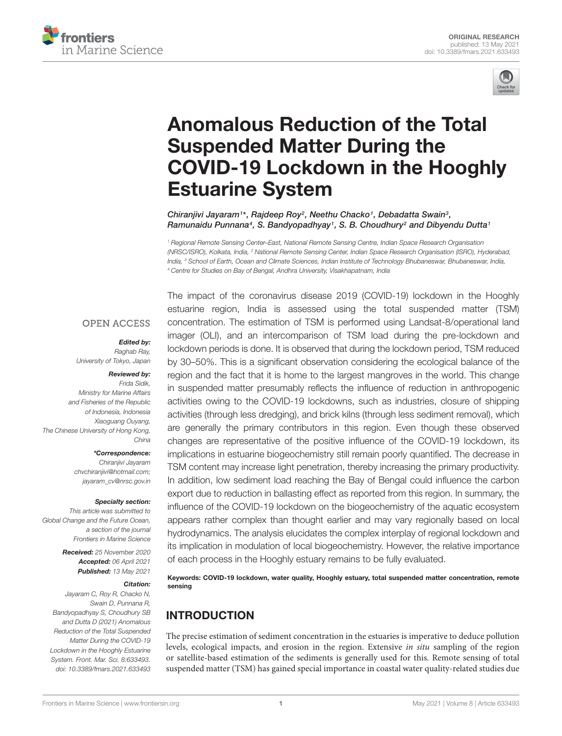ORIGINAL RESEARCH
published: 13 May 2021
doi: 10.3389/fmars.2021.633493

# Anomalous Reduction of the Total Suspended Matter During the COVID-19 Lockdown in the Hooghly Estuarine System

*Chiranjivi Jayaram[1]\*, Rajdeep Roy[2], Neethu Chacko[1], Debadatta Swain[3], Ramunaidu Punnana[4], S. Bandyopadhyay[1], S. B. Choudhury[2] and Dibyendu Dutta[1]*

[1] Regional Remote Sensing Center–East, National Remote Sensing Centre, Indian Space Research Organisation (NRSC/ISRO), Kolkata, India, [2] National Remote Sensing Center, Indian Space Research Organisation (ISRO), Hyderabad, India, [3] School of Earth, Ocean and Climate Sciences, Indian Institute of Technology Bhubaneswar, Bhubaneswar, India, [4] Centre for Studies on Bay of Bengal, Andhra University, Visakhapatnam, India

OPEN ACCESS

**Edited by:**
Raghab Ray,
University of Tokyo, Japan

**Reviewed by:**
Frida Sidik,
Ministry for Marine Affairs and Fisheries of the Republic of Indonesia, Indonesia
Xiaoguang Ouyang,
The Chinese University of Hong Kong, China

**\*Correspondence:**
Chiranjivi Jayaram
chvchiranjivi@hotmail.com;
jayaram_cv@nrsc.gov.in

**Specialty section:**
This article was submitted to Global Change and the Future Ocean, a section of the journal Frontiers in Marine Science

**Received:** 25 November 2020
**Accepted:** 06 April 2021
**Published:** 13 May 2021

**Citation:**
Jayaram C, Roy R, Chacko N, Swain D, Punnana R, Bandyopadhyay S, Choudhury SB and Dutta D (2021) Anomalous Reduction of the Total Suspended Matter During the COVID-19 Lockdown in the Hooghly Estuarine System. Front. Mar. Sci. 8:633493. doi: 10.3389/fmars.2021.633493

The impact of the coronavirus disease 2019 (COVID-19) lockdown in the Hooghly estuarine region, India is assessed using the total suspended matter (TSM) concentration. The estimation of TSM is performed using Landsat-8/operational land imager (OLI), and an intercomparison of TSM load during the pre-lockdown and lockdown periods is done. It is observed that during the lockdown period, TSM reduced by 30–50%. This is a significant observation considering the ecological balance of the region and the fact that it is home to the largest mangroves in the world. This change in suspended matter presumably reflects the influence of reduction in anthropogenic activities owing to the COVID-19 lockdowns, such as industries, closure of shipping activities (through less dredging), and brick kilns (through less sediment removal), which are generally the primary contributors in this region. Even though these observed changes are representative of the positive influence of the COVID-19 lockdown, its implications in estuarine biogeochemistry still remain poorly quantified. The decrease in TSM content may increase light penetration, thereby increasing the primary productivity. In addition, low sediment load reaching the Bay of Bengal could influence the carbon export due to reduction in ballasting effect as reported from this region. In summary, the influence of the COVID-19 lockdown on the biogeochemistry of the aquatic ecosystem appears rather complex than thought earlier and may vary regionally based on local hydrodynamics. The analysis elucidates the complex interplay of regional lockdown and its implication in modulation of local biogeochemistry. However, the relative importance of each process in the Hooghly estuary remains to be fully evaluated.

**Keywords: COVID-19 lockdown, water quality, Hooghly estuary, total suspended matter concentration, remote sensing**

## INTRODUCTION

The precise estimation of sediment concentration in the estuaries is imperative to deduce pollution levels, ecological impacts, and erosion in the region. Extensive *in situ* sampling of the region or satellite-based estimation of the sediments is generally used for this. Remote sensing of total suspended matter (TSM) has gained special importance in coastal water quality-related studies due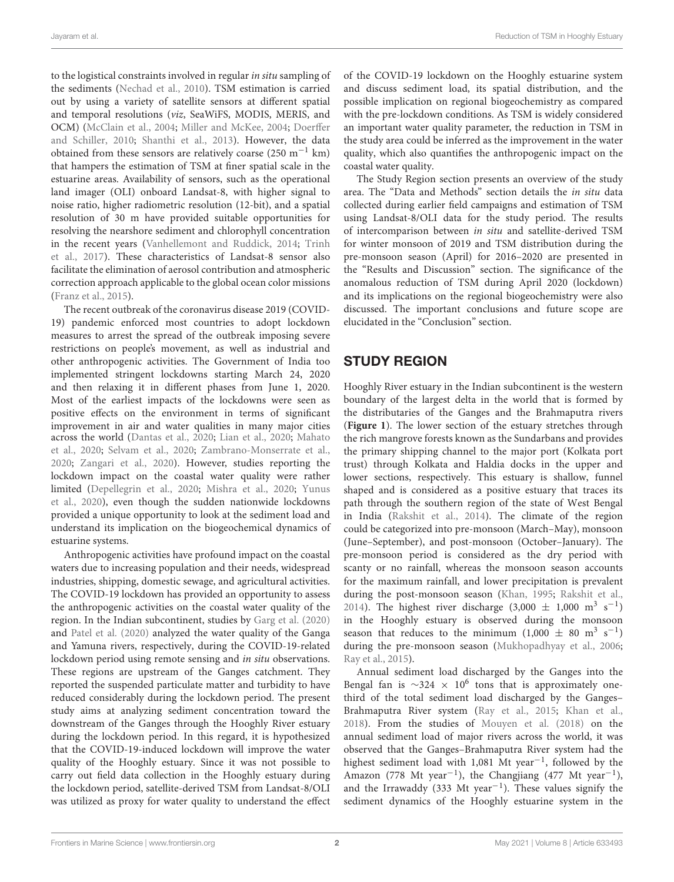to the logistical constraints involved in regular *in situ* sampling of the sediments (Nechad et al., 2010). TSM estimation is carried out by using a variety of satellite sensors at different spatial and temporal resolutions (*viz*, SeaWiFS, MODIS, MERIS, and OCM) (McClain et al., 2004; Miller and McKee, 2004; Doerffer and Schiller, 2010; Shanthi et al., 2013). However, the data obtained from these sensors are relatively coarse (250 $m^{-1}$ km) that hampers the estimation of TSM at finer spatial scale in the estuarine areas. Availability of sensors, such as the operational land imager (OLI) onboard Landsat-8, with higher signal to noise ratio, higher radiometric resolution (12-bit), and a spatial resolution of 30 m have provided suitable opportunities for resolving the nearshore sediment and chlorophyll concentration in the recent years (Vanhellemont and Ruddick, 2014; Trinh et al., 2017). These characteristics of Landsat-8 sensor also facilitate the elimination of aerosol contribution and atmospheric correction approach applicable to the global ocean color missions (Franz et al., 2015).

The recent outbreak of the coronavirus disease 2019 (COVID-19) pandemic enforced most countries to adopt lockdown measures to arrest the spread of the outbreak imposing severe restrictions on people's movement, as well as industrial and other anthropogenic activities. The Government of India too implemented stringent lockdowns starting March 24, 2020 and then relaxing it in different phases from June 1, 2020. Most of the earliest impacts of the lockdowns were seen as positive effects on the environment in terms of significant improvement in air and water qualities in many major cities across the world (Dantas et al., 2020; Lian et al., 2020; Mahato et al., 2020; Selvam et al., 2020; Zambrano-Monserrate et al., 2020; Zangari et al., 2020). However, studies reporting the lockdown impact on the coastal water quality were rather limited (Depellegrin et al., 2020; Mishra et al., 2020; Yunus et al., 2020), even though the sudden nationwide lockdowns provided a unique opportunity to look at the sediment load and understand its implication on the biogeochemical dynamics of estuarine systems.

Anthropogenic activities have profound impact on the coastal waters due to increasing population and their needs, widespread industries, shipping, domestic sewage, and agricultural activities. The COVID-19 lockdown has provided an opportunity to assess the anthropogenic activities on the coastal water quality of the region. In the Indian subcontinent, studies by Garg et al. (2020) and Patel et al. (2020) analyzed the water quality of the Ganga and Yamuna rivers, respectively, during the COVID-19-related lockdown period using remote sensing and *in situ* observations. These regions are upstream of the Ganges catchment. They reported the suspended particulate matter and turbidity to have reduced considerably during the lockdown period. The present study aims at analyzing sediment concentration toward the downstream of the Ganges through the Hooghly River estuary during the lockdown period. In this regard, it is hypothesized that the COVID-19-induced lockdown will improve the water quality of the Hooghly estuary. Since it was not possible to carry out field data collection in the Hooghly estuary during the lockdown period, satellite-derived TSM from Landsat-8/OLI was utilized as proxy for water quality to understand the effect of the COVID-19 lockdown on the Hooghly estuarine system and discuss sediment load, its spatial distribution, and the possible implication on regional biogeochemistry as compared with the pre-lockdown conditions. As TSM is widely considered an important water quality parameter, the reduction in TSM in the study area could be inferred as the improvement in the water quality, which also quantifies the anthropogenic impact on the coastal water quality.

The Study Region section presents an overview of the study area. The "Data and Methods" section details the *in situ* data collected during earlier field campaigns and estimation of TSM using Landsat-8/OLI data for the study period. The results of intercomparison between *in situ* and satellite-derived TSM for winter monsoon of 2019 and TSM distribution during the pre-monsoon season (April) for 2016–2020 are presented in the "Results and Discussion" section. The significance of the anomalous reduction of TSM during April 2020 (lockdown) and its implications on the regional biogeochemistry were also discussed. The important conclusions and future scope are elucidated in the "Conclusion" section.

## STUDY REGION

Hooghly River estuary in the Indian subcontinent is the western boundary of the largest delta in the world that is formed by the distributaries of the Ganges and the Brahmaputra rivers (**Figure 1**). The lower section of the estuary stretches through the rich mangrove forests known as the Sundarbans and provides the primary shipping channel to the major port (Kolkata port trust) through Kolkata and Haldia docks in the upper and lower sections, respectively. This estuary is shallow, funnel shaped and is considered as a positive estuary that traces its path through the southern region of the state of West Bengal in India (Rakshit et al., 2014). The climate of the region could be categorized into pre-monsoon (March–May), monsoon (June–September), and post-monsoon (October–January). The pre-monsoon period is considered as the dry period with scanty or no rainfall, whereas the monsoon season accounts for the maximum rainfall, and lower precipitation is prevalent during the post-monsoon season (Khan, 1995; Rakshit et al., 2014). The highest river discharge (3,000 $\pm$ 1,000 $m^3$ $s^{-1}$) in the Hooghly estuary is observed during the monsoon season that reduces to the minimum (1,000 $\pm$ 80 $m^3$ $s^{-1}$) during the pre-monsoon season (Mukhopadhyay et al., 2006; Ray et al., 2015).

Annual sediment load discharged by the Ganges into the Bengal fan is ~324 $\times$ $10^6$ tons that is approximately one-third of the total sediment load discharged by the Ganges–Brahmaputra River system (Ray et al., 2015; Khan et al., 2018). From the studies of Mouyen et al. (2018) on the annual sediment load of major rivers across the world, it was observed that the Ganges–Brahmaputra River system had the highest sediment load with 1,081 Mt $year^{-1}$, followed by the Amazon (778 Mt $year^{-1}$), the Changjiang (477 Mt $year^{-1}$), and the Irrawaddy (333 Mt $year^{-1}$). These values signify the sediment dynamics of the Hooghly estuarine system in the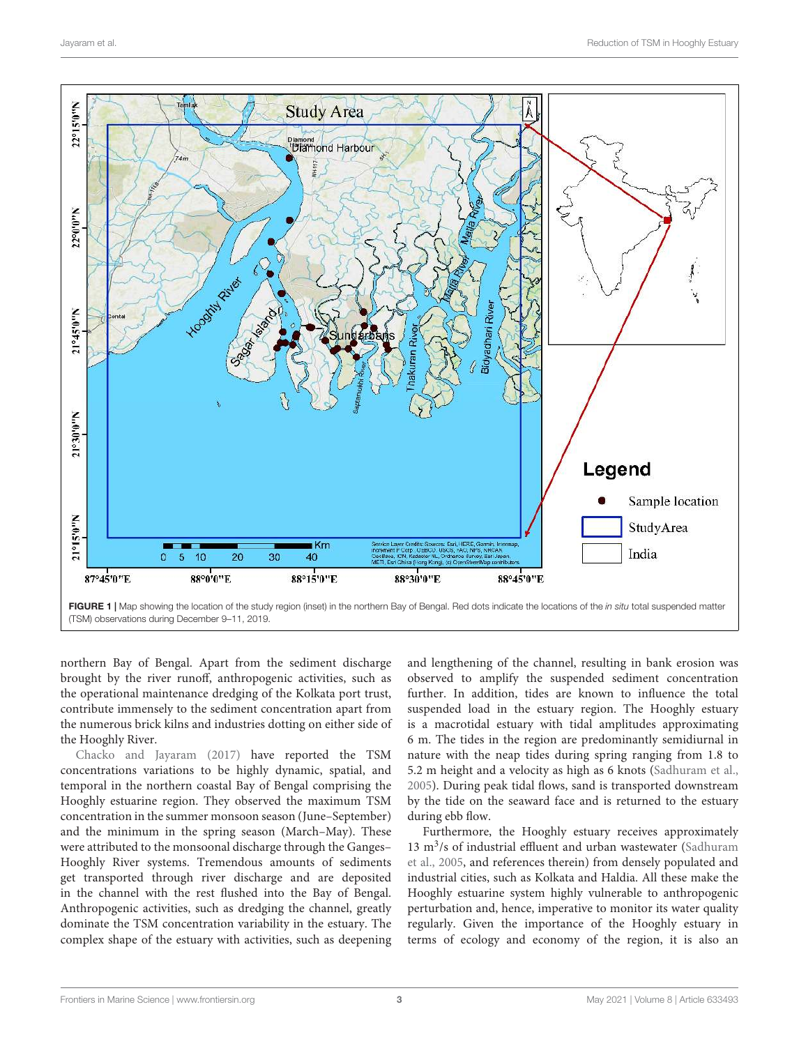**FIGURE 1** | Map showing the location of the study region (inset) in the northern Bay of Bengal. Red dots indicate the locations of the *in situ* total suspended matter (TSM) observations during December 9–11, 2019.

northern Bay of Bengal. Apart from the sediment discharge brought by the river runoff, anthropogenic activities, such as the operational maintenance dredging of the Kolkata port trust, contribute immensely to the sediment concentration apart from the numerous brick kilns and industries dotting on either side of the Hooghly River.

Chacko and Jayaram (2017) have reported the TSM concentrations variations to be highly dynamic, spatial, and temporal in the northern coastal Bay of Bengal comprising the Hooghly estuarine region. They observed the maximum TSM concentration in the summer monsoon season (June–September) and the minimum in the spring season (March–May). These were attributed to the monsoonal discharge through the Ganges–Hooghly River systems. Tremendous amounts of sediments get transported through river discharge and are deposited in the channel with the rest flushed into the Bay of Bengal. Anthropogenic activities, such as dredging the channel, greatly dominate the TSM concentration variability in the estuary. The complex shape of the estuary with activities, such as deepening and lengthening of the channel, resulting in bank erosion was observed to amplify the suspended sediment concentration further. In addition, tides are known to influence the total suspended load in the estuary region. The Hooghly estuary is a macrotidal estuary with tidal amplitudes approximating 6 m. The tides in the region are predominantly semidiurnal in nature with the neap tides during spring ranging from 1.8 to 5.2 m height and a velocity as high as 6 knots (Sadhuram et al., 2005). During peak tidal flows, sand is transported downstream by the tide on the seaward face and is returned to the estuary during ebb flow.

Furthermore, the Hooghly estuary receives approximately 13 $m^3$/s of industrial effluent and urban wastewater (Sadhuram et al., 2005, and references therein) from densely populated and industrial cities, such as Kolkata and Haldia. All these make the Hooghly estuarine system highly vulnerable to anthropogenic perturbation and, hence, imperative to monitor its water quality regularly. Given the importance of the Hooghly estuary in terms of ecology and economy of the region, it is also an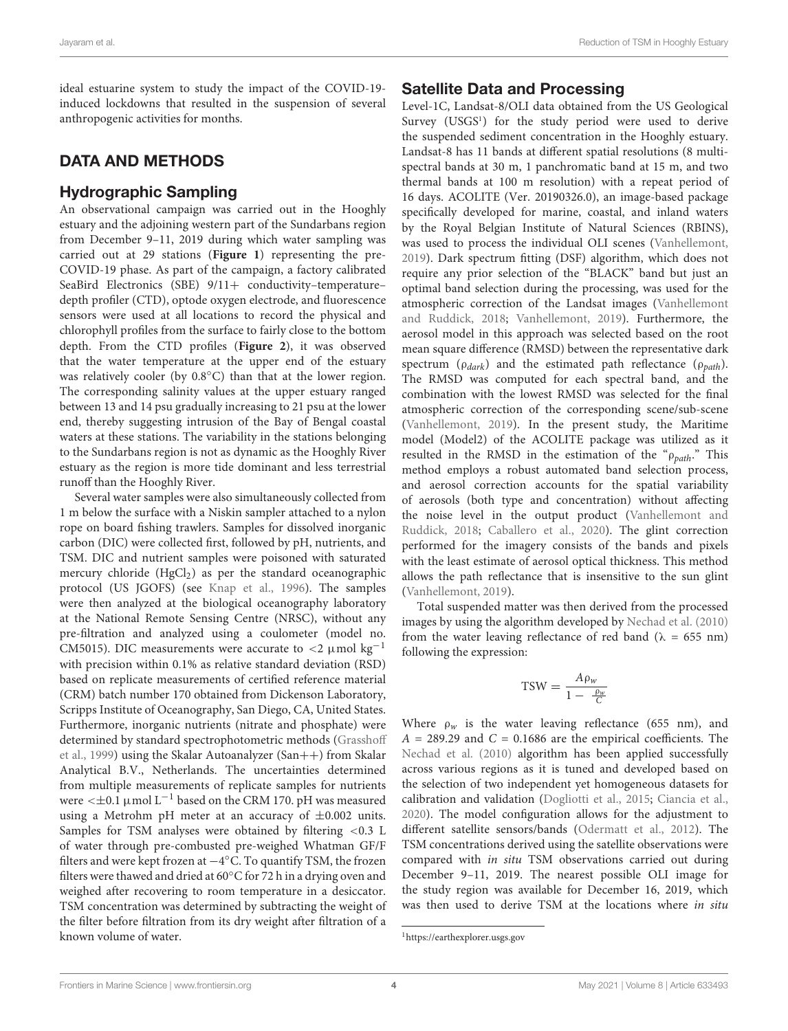ideal estuarine system to study the impact of the COVID-19-induced lockdowns that resulted in the suspension of several anthropogenic activities for months.

## DATA AND METHODS

### Hydrographic Sampling

An observational campaign was carried out in the Hooghly estuary and the adjoining western part of the Sundarbans region from December 9–11, 2019 during which water sampling was carried out at 29 stations (**Figure 1**) representing the pre-COVID-19 phase. As part of the campaign, a factory calibrated SeaBird Electronics (SBE) 9/11+ conductivity–temperature–depth profiler (CTD), optode oxygen electrode, and fluorescence sensors were used at all locations to record the physical and chlorophyll profiles from the surface to fairly close to the bottom depth. From the CTD profiles (**Figure 2**), it was observed that the water temperature at the upper end of the estuary was relatively cooler (by 0.8°C) than that at the lower region. The corresponding salinity values at the upper estuary ranged between 13 and 14 psu gradually increasing to 21 psu at the lower end, thereby suggesting intrusion of the Bay of Bengal coastal waters at these stations. The variability in the stations belonging to the Sundarbans region is not as dynamic as the Hooghly River estuary as the region is more tide dominant and less terrestrial runoff than the Hooghly River.

Several water samples were also simultaneously collected from 1 m below the surface with a Niskin sampler attached to a nylon rope on board fishing trawlers. Samples for dissolved inorganic carbon (DIC) were collected first, followed by pH, nutrients, and TSM. DIC and nutrient samples were poisoned with saturated mercury chloride ($HgCl_2$) as per the standard oceanographic protocol (US JGOFS) (see Knap et al., 1996). The samples were then analyzed at the biological oceanography laboratory at the National Remote Sensing Centre (NRSC), without any pre-filtration and analyzed using a coulometer (model no. CM5015). DIC measurements were accurate to $<2$ $\mu$mol kg$^{-1}$ with precision within 0.1% as relative standard deviation (RSD) based on replicate measurements of certified reference material (CRM) batch number 170 obtained from Dickenson Laboratory, Scripps Institute of Oceanography, San Diego, CA, United States. Furthermore, inorganic nutrients (nitrate and phosphate) were determined by standard spectrophotometric methods (Grasshoff et al., 1999) using the Skalar Autoanalyzer (San++) from Skalar Analytical B.V., Netherlands. The uncertainties determined from multiple measurements of replicate samples for nutrients were $<\pm 0.1$ $\mu$mol L$^{-1}$ based on the CRM 170. pH was measured using a Metrohm pH meter at an accuracy of $\pm 0.002$ units. Samples for TSM analyses were obtained by filtering $<0.3$ L of water through pre-combusted pre-weighed Whatman GF/F filters and were kept frozen at $-4$°C. To quantify TSM, the frozen filters were thawed and dried at 60°C for 72 h in a drying oven and weighed after recovering to room temperature in a desiccator. TSM concentration was determined by subtracting the weight of the filter before filtration from its dry weight after filtration of a known volume of water.

### Satellite Data and Processing

Level-1C, Landsat-8/OLI data obtained from the US Geological Survey (USGS[1]) for the study period were used to derive the suspended sediment concentration in the Hooghly estuary. Landsat-8 has 11 bands at different spatial resolutions (8 multi-spectral bands at 30 m, 1 panchromatic band at 15 m, and two thermal bands at 100 m resolution) with a repeat period of 16 days. ACOLITE (Ver. 20190326.0), an image-based package specifically developed for marine, coastal, and inland waters by the Royal Belgian Institute of Natural Sciences (RBINS), was used to process the individual OLI scenes (Vanhellemont, 2019). Dark spectrum fitting (DSF) algorithm, which does not require any prior selection of the "BLACK" band but just an optimal band selection during the processing, was used for the atmospheric correction of the Landsat images (Vanhellemont and Ruddick, 2018; Vanhellemont, 2019). Furthermore, the aerosol model in this approach was selected based on the root mean square difference (RMSD) between the representative dark spectrum ($\rho_{dark}$) and the estimated path reflectance ($\rho_{path}$). The RMSD was computed for each spectral band, and the combination with the lowest RMSD was selected for the final atmospheric correction of the corresponding scene/sub-scene (Vanhellemont, 2019). In the present study, the Maritime model (Model2) of the ACOLITE package was utilized as it resulted in the RMSD in the estimation of the "$\rho_{path}$." This method employs a robust automated band selection process, and aerosol correction accounts for the spatial variability of aerosols (both type and concentration) without affecting the noise level in the output product (Vanhellemont and Ruddick, 2018; Caballero et al., 2020). The glint correction performed for the imagery consists of the bands and pixels with the least estimate of aerosol optical thickness. This method allows the path reflectance that is insensitive to the sun glint (Vanhellemont, 2019).

Total suspended matter was then derived from the processed images by using the algorithm developed by Nechad et al. (2010) from the water leaving reflectance of red band ($\lambda$ = 655 nm) following the expression:

$$\mathrm{TSW} = \frac{A\rho_w}{1 - \frac{\rho_w}{C}}$$

Where $\rho_w$ is the water leaving reflectance (655 nm), and $A = 289.29$ and $C = 0.1686$ are the empirical coefficients. The Nechad et al. (2010) algorithm has been applied successfully across various regions as it is tuned and developed based on the selection of two independent yet homogeneous datasets for calibration and validation (Dogliotti et al., 2015; Ciancia et al., 2020). The model configuration allows for the adjustment to different satellite sensors/bands (Odermatt et al., 2012). The TSM concentrations derived using the satellite observations were compared with *in situ* TSM observations carried out during December 9–11, 2019. The nearest possible OLI image for the study region was available for December 16, 2019, which was then used to derive TSM at the locations where *in situ*

[1]https://earthexplorer.usgs.gov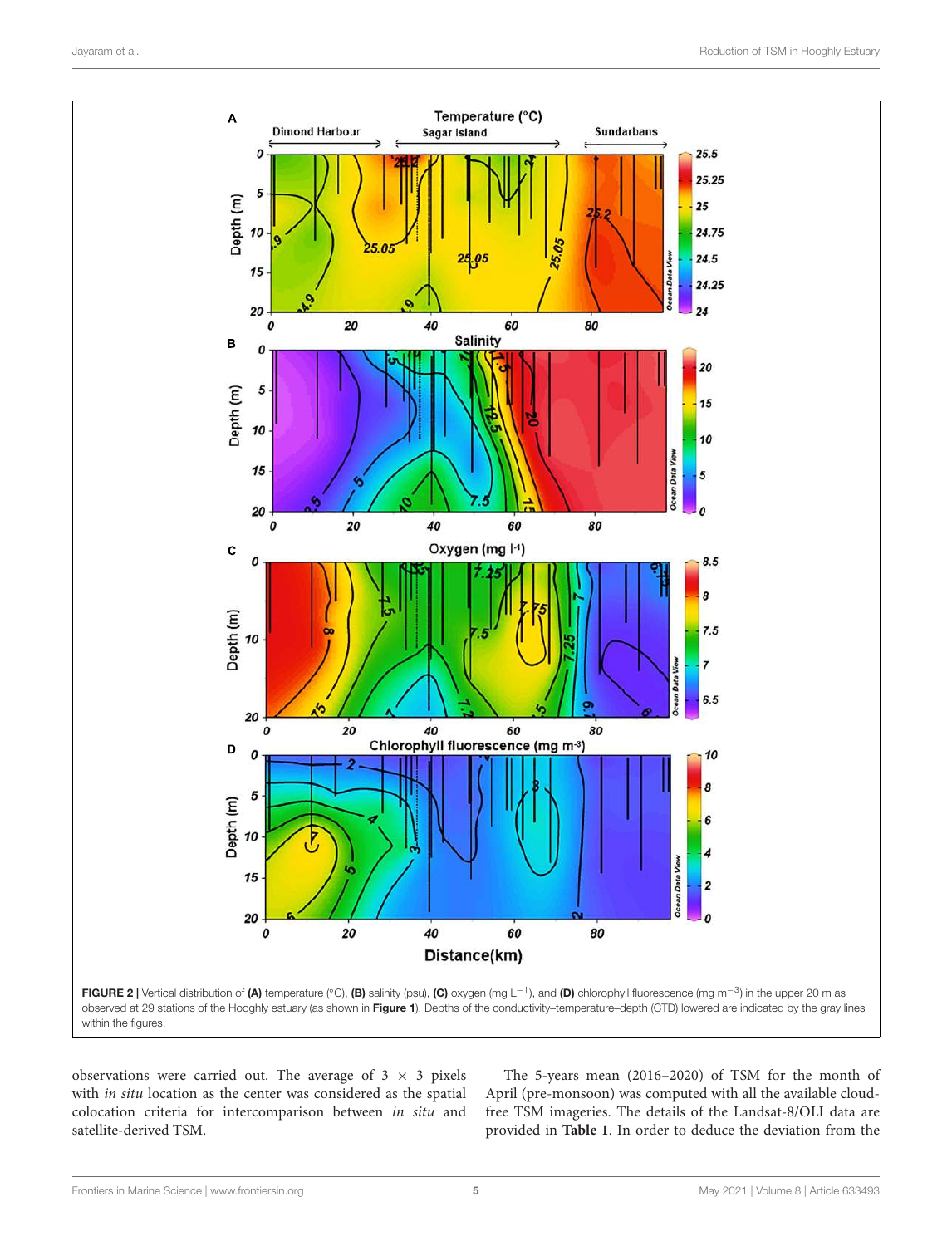FIGURE 2 | Vertical distribution of **(A)** temperature (°C), **(B)** salinity (psu), **(C)** oxygen (mg $L^{-1}$), and **(D)** chlorophyll fluorescence (mg $m^{-3}$) in the upper 20 m as observed at 29 stations of the Hooghly estuary (as shown in **Figure 1**). Depths of the conductivity–temperature–depth (CTD) lowered are indicated by the gray lines within the figures.

observations were carried out. The average of 3 × 3 pixels with *in situ* location as the center was considered as the spatial colocation criteria for intercomparison between *in situ* and satellite-derived TSM.

The 5-years mean (2016–2020) of TSM for the month of April (pre-monsoon) was computed with all the available cloud-free TSM imageries. The details of the Landsat-8/OLI data are provided in **Table 1**. In order to deduce the deviation from the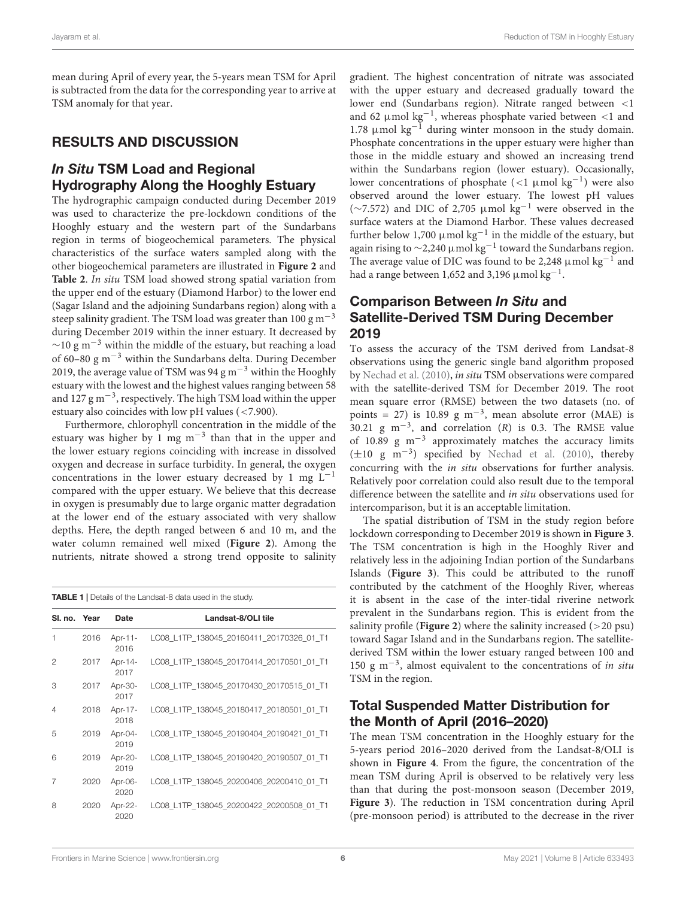mean during April of every year, the 5-years mean TSM for April is subtracted from the data for the corresponding year to arrive at TSM anomaly for that year.

## RESULTS AND DISCUSSION

### *In Situ* TSM Load and Regional Hydrography Along the Hooghly Estuary

The hydrographic campaign conducted during December 2019 was used to characterize the pre-lockdown conditions of the Hooghly estuary and the western part of the Sundarbans region in terms of biogeochemical parameters. The physical characteristics of the surface waters sampled along with the other biogeochemical parameters are illustrated in **Figure 2** and **Table 2**. *In situ* TSM load showed strong spatial variation from the upper end of the estuary (Diamond Harbor) to the lower end (Sagar Island and the adjoining Sundarbans region) along with a steep salinity gradient. The TSM load was greater than 100 g $m^{-3}$ during December 2019 within the inner estuary. It decreased by ~10 g $m^{-3}$ within the middle of the estuary, but reaching a load of 60–80 g $m^{-3}$ within the Sundarbans delta. During December 2019, the average value of TSM was 94 g $m^{-3}$ within the Hooghly estuary with the lowest and the highest values ranging between 58 and 127 g $m^{-3}$, respectively. The high TSM load within the upper estuary also coincides with low pH values (<7.900).

Furthermore, chlorophyll concentration in the middle of the estuary was higher by 1 mg $m^{-3}$ than that in the upper and the lower estuary regions coinciding with increase in dissolved oxygen and decrease in surface turbidity. In general, the oxygen concentrations in the lower estuary decreased by 1 mg $L^{-1}$ compared with the upper estuary. We believe that this decrease in oxygen is presumably due to large organic matter degradation at the lower end of the estuary associated with very shallow depths. Here, the depth ranged between 6 and 10 m, and the water column remained well mixed (**Figure 2**). Among the nutrients, nitrate showed a strong trend opposite to salinity gradient. The highest concentration of nitrate was associated with the upper estuary and decreased gradually toward the lower end (Sundarbans region). Nitrate ranged between <1 and 62 μmol $kg^{-1}$, whereas phosphate varied between <1 and 1.78 μmol $kg^{-1}$ during winter monsoon in the study domain. Phosphate concentrations in the upper estuary were higher than those in the middle estuary and showed an increasing trend within the Sundarbans region (lower estuary). Occasionally, lower concentrations of phosphate (<1 μmol $kg^{-1}$) were also observed around the lower estuary. The lowest pH values (~7.572) and DIC of 2,705 μmol $kg^{-1}$ were observed in the surface waters at the Diamond Harbor. These values decreased further below 1,700 μmol $kg^{-1}$ in the middle of the estuary, but again rising to ~2,240 μmol $kg^{-1}$ toward the Sundarbans region. The average value of DIC was found to be 2,248 μmol $kg^{-1}$ and had a range between 1,652 and 3,196 μmol $kg^{-1}$.

**TABLE 1** | Details of the Landsat-8 data used in the study.

| Sl. no. | Year | Date | Landsat-8/OLI tile |
|---|---|---|---|
| 1 | 2016 | Apr-11-2016 | LC08_L1TP_138045_20160411_20170326_01_T1 |
| 2 | 2017 | Apr-14-2017 | LC08_L1TP_138045_20170414_20170501_01_T1 |
| 3 | 2017 | Apr-30-2017 | LC08_L1TP_138045_20170430_20170515_01_T1 |
| 4 | 2018 | Apr-17-2018 | LC08_L1TP_138045_20180417_20180501_01_T1 |
| 5 | 2019 | Apr-04-2019 | LC08_L1TP_138045_20190404_20190421_01_T1 |
| 6 | 2019 | Apr-20-2019 | LC08_L1TP_138045_20190420_20190507_01_T1 |
| 7 | 2020 | Apr-06-2020 | LC08_L1TP_138045_20200406_20200410_01_T1 |
| 8 | 2020 | Apr-22-2020 | LC08_L1TP_138045_20200422_20200508_01_T1 |

### Comparison Between *In Situ* and Satellite-Derived TSM During December 2019

To assess the accuracy of the TSM derived from Landsat-8 observations using the generic single band algorithm proposed by Nechad et al. (2010), *in situ* TSM observations were compared with the satellite-derived TSM for December 2019. The root mean square error (RMSE) between the two datasets (no. of points = 27) is 10.89 g $m^{-3}$, mean absolute error (MAE) is 30.21 g $m^{-3}$, and correlation ($R$) is 0.3. The RMSE value of 10.89 g $m^{-3}$ approximately matches the accuracy limits (±10 g $m^{-3}$) specified by Nechad et al. (2010), thereby concurring with the *in situ* observations for further analysis. Relatively poor correlation could also result due to the temporal difference between the satellite and *in situ* observations used for intercomparison, but it is an acceptable limitation.

The spatial distribution of TSM in the study region before lockdown corresponding to December 2019 is shown in **Figure 3**. The TSM concentration is high in the Hooghly River and relatively less in the adjoining Indian portion of the Sundarbans Islands (**Figure 3**). This could be attributed to the runoff contributed by the catchment of the Hooghly River, whereas it is absent in the case of the inter-tidal riverine network prevalent in the Sundarbans region. This is evident from the salinity profile (**Figure 2**) where the salinity increased (>20 psu) toward Sagar Island and in the Sundarbans region. The satellite-derived TSM within the lower estuary ranged between 100 and 150 g $m^{-3}$, almost equivalent to the concentrations of *in situ* TSM in the region.

### Total Suspended Matter Distribution for the Month of April (2016–2020)

The mean TSM concentration in the Hooghly estuary for the 5-years period 2016–2020 derived from the Landsat-8/OLI is shown in **Figure 4**. From the figure, the concentration of the mean TSM during April is observed to be relatively very less than that during the post-monsoon season (December 2019, **Figure 3**). The reduction in TSM concentration during April (pre-monsoon period) is attributed to the decrease in the river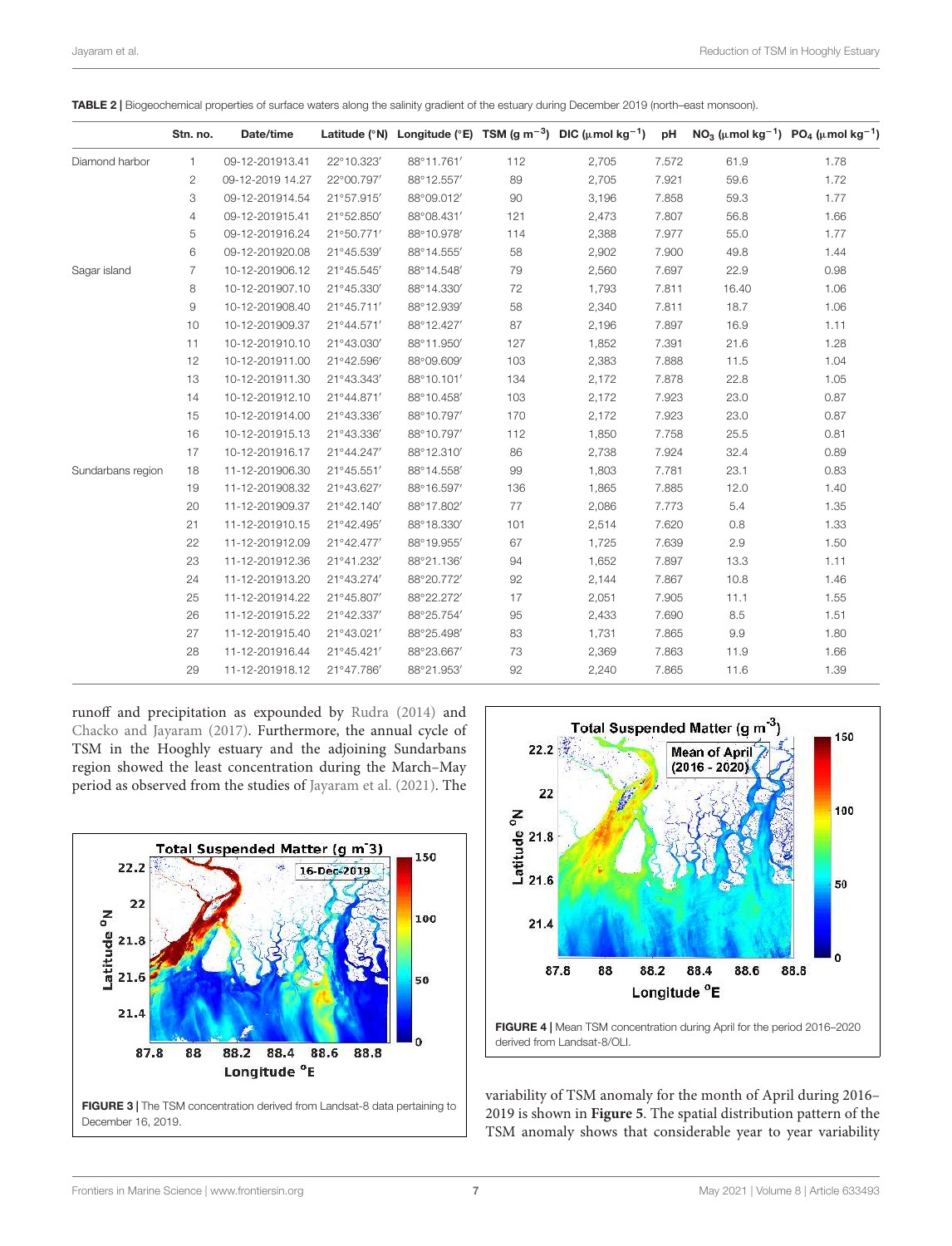**TABLE 2** | Biogeochemical properties of surface waters along the salinity gradient of the estuary during December 2019 (north–east monsoon).

| | Stn. no. | Date/time | Latitude (°N) | Longitude (°E) | TSM (g $m^{-3}$) | DIC (μmol $kg^{-1}$) | pH | $NO_3$ (μmol $kg^{-1}$) | $PO_4$ (μmol $kg^{-1}$) |
|---|---|---|---|---|---|---|---|---|---|
| Diamond harbor | 1 | 09-12-201913.41 | 22°10.323′ | 88°11.761′ | 112 | 2,705 | 7.572 | 61.9 | 1.78 |
| | 2 | 09-12-2019 14.27 | 22°00.797′ | 88°12.557′ | 89 | 2,705 | 7.921 | 59.6 | 1.72 |
| | 3 | 09-12-201914.54 | 21°57.915′ | 88°09.012′ | 90 | 3,196 | 7.858 | 59.3 | 1.77 |
| | 4 | 09-12-201915.41 | 21°52.850′ | 88°08.431′ | 121 | 2,473 | 7.807 | 56.8 | 1.66 |
| | 5 | 09-12-201916.24 | 21°50.771′ | 88°10.978′ | 114 | 2,388 | 7.977 | 55.0 | 1.77 |
| | 6 | 09-12-201920.08 | 21°45.539′ | 88°14.555′ | 58 | 2,902 | 7.900 | 49.8 | 1.44 |
| Sagar island | 7 | 10-12-201906.12 | 21°45.545′ | 88°14.548′ | 79 | 2,560 | 7.697 | 22.9 | 0.98 |
| | 8 | 10-12-201907.10 | 21°45.330′ | 88°14.330′ | 72 | 1,793 | 7.811 | 16.40 | 1.06 |
| | 9 | 10-12-201908.40 | 21°45.711′ | 88°12.939′ | 58 | 2,340 | 7.811 | 18.7 | 1.06 |
| | 10 | 10-12-201909.37 | 21°44.571′ | 88°12.427′ | 87 | 2,196 | 7.897 | 16.9 | 1.11 |
| | 11 | 10-12-201910.10 | 21°43.030′ | 88°11.950′ | 127 | 1,852 | 7.391 | 21.6 | 1.28 |
| | 12 | 10-12-201911.00 | 21°42.596′ | 88°09.609′ | 103 | 2,383 | 7.888 | 11.5 | 1.04 |
| | 13 | 10-12-201911.30 | 21°43.343′ | 88°10.101′ | 134 | 2,172 | 7.878 | 22.8 | 1.05 |
| | 14 | 10-12-201912.10 | 21°44.871′ | 88°10.458′ | 103 | 2,172 | 7.923 | 23.0 | 0.87 |
| | 15 | 10-12-201914.00 | 21°43.336′ | 88°10.797′ | 170 | 2,172 | 7.923 | 23.0 | 0.87 |
| | 16 | 10-12-201915.13 | 21°43.336′ | 88°10.797′ | 112 | 1,850 | 7.758 | 25.5 | 0.81 |
| | 17 | 10-12-201916.17 | 21°44.247′ | 88°12.310′ | 86 | 2,738 | 7.924 | 32.4 | 0.89 |
| Sundarbans region | 18 | 11-12-201906.30 | 21°45.551′ | 88°14.558′ | 99 | 1,803 | 7.781 | 23.1 | 0.83 |
| | 19 | 11-12-201908.32 | 21°43.627′ | 88°16.597′ | 136 | 1,865 | 7.885 | 12.0 | 1.40 |
| | 20 | 11-12-201909.37 | 21°42.140′ | 88°17.802′ | 77 | 2,086 | 7.773 | 5.4 | 1.35 |
| | 21 | 11-12-201910.15 | 21°42.495′ | 88°18.330′ | 101 | 2,514 | 7.620 | 0.8 | 1.33 |
| | 22 | 11-12-201912.09 | 21°42.477′ | 88°19.955′ | 67 | 1,725 | 7.639 | 2.9 | 1.50 |
| | 23 | 11-12-201912.36 | 21°41.232′ | 88°21.136′ | 94 | 1,652 | 7.897 | 13.3 | 1.11 |
| | 24 | 11-12-201913.20 | 21°43.274′ | 88°20.772′ | 92 | 2,144 | 7.867 | 10.8 | 1.46 |
| | 25 | 11-12-201914.22 | 21°45.807′ | 88°22.272′ | 17 | 2,051 | 7.905 | 11.1 | 1.55 |
| | 26 | 11-12-201915.22 | 21°42.337′ | 88°25.754′ | 95 | 2,433 | 7.690 | 8.5 | 1.51 |
| | 27 | 11-12-201915.40 | 21°43.021′ | 88°25.498′ | 83 | 1,731 | 7.865 | 9.9 | 1.80 |
| | 28 | 11-12-201916.44 | 21°45.421′ | 88°23.667′ | 73 | 2,369 | 7.863 | 11.9 | 1.66 |
| | 29 | 11-12-201918.12 | 21°47.786′ | 88°21.953′ | 92 | 2,240 | 7.865 | 11.6 | 1.39 |

runoff and precipitation as expounded by Rudra (2014) and Chacko and Jayaram (2017). Furthermore, the annual cycle of TSM in the Hooghly estuary and the adjoining Sundarbans region showed the least concentration during the March–May period as observed from the studies of Jayaram et al. (2021). The variability of TSM anomaly for the month of April during 2016–2019 is shown in **Figure 5**. The spatial distribution pattern of the TSM anomaly shows that considerable year to year variability

**FIGURE 3** | The TSM concentration derived from Landsat-8 data pertaining to December 16, 2019.

**FIGURE 4** | Mean TSM concentration during April for the period 2016–2020 derived from Landsat-8/OLI.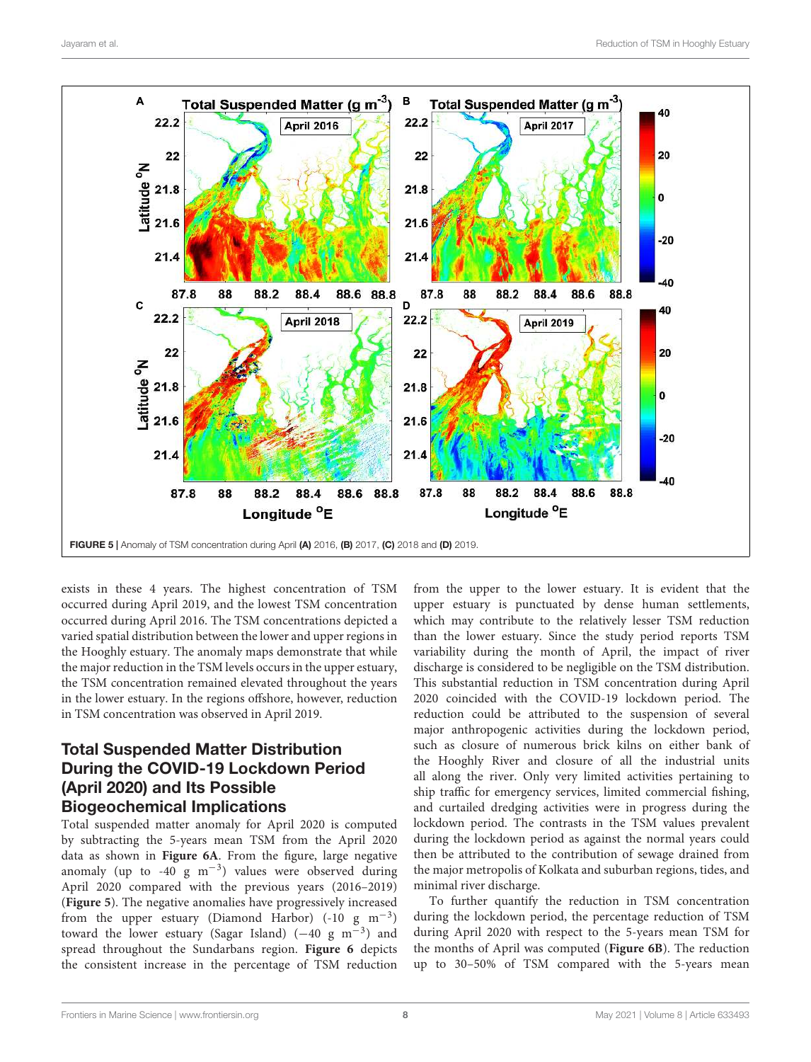FIGURE 5 | Anomaly of TSM concentration during April (A) 2016, (B) 2017, (C) 2018 and (D) 2019.

exists in these 4 years. The highest concentration of TSM occurred during April 2019, and the lowest TSM concentration occurred during April 2016. The TSM concentrations depicted a varied spatial distribution between the lower and upper regions in the Hooghly estuary. The anomaly maps demonstrate that while the major reduction in the TSM levels occurs in the upper estuary, the TSM concentration remained elevated throughout the years in the lower estuary. In the regions offshore, however, reduction in TSM concentration was observed in April 2019.

## Total Suspended Matter Distribution During the COVID-19 Lockdown Period (April 2020) and Its Possible Biogeochemical Implications

Total suspended matter anomaly for April 2020 is computed by subtracting the 5-years mean TSM from the April 2020 data as shown in **Figure 6A**. From the figure, large negative anomaly (up to -40 g $m^{-3}$) values were observed during April 2020 compared with the previous years (2016–2019) (**Figure 5**). The negative anomalies have progressively increased from the upper estuary (Diamond Harbor) (-10 g $m^{-3}$) toward the lower estuary (Sagar Island) ($-40$ g $m^{-3}$) and spread throughout the Sundarbans region. **Figure 6** depicts the consistent increase in the percentage of TSM reduction from the upper to the lower estuary. It is evident that the upper estuary is punctuated by dense human settlements, which may contribute to the relatively lesser TSM reduction than the lower estuary. Since the study period reports TSM variability during the month of April, the impact of river discharge is considered to be negligible on the TSM distribution. This substantial reduction in TSM concentration during April 2020 coincided with the COVID-19 lockdown period. The reduction could be attributed to the suspension of several major anthropogenic activities during the lockdown period, such as closure of numerous brick kilns on either bank of the Hooghly River and closure of all the industrial units all along the river. Only very limited activities pertaining to ship traffic for emergency services, limited commercial fishing, and curtailed dredging activities were in progress during the lockdown period. The contrasts in the TSM values prevalent during the lockdown period as against the normal years could then be attributed to the contribution of sewage drained from the major metropolis of Kolkata and suburban regions, tides, and minimal river discharge.

To further quantify the reduction in TSM concentration during the lockdown period, the percentage reduction of TSM during April 2020 with respect to the 5-years mean TSM for the months of April was computed (**Figure 6B**). The reduction up to 30–50% of TSM compared with the 5-years mean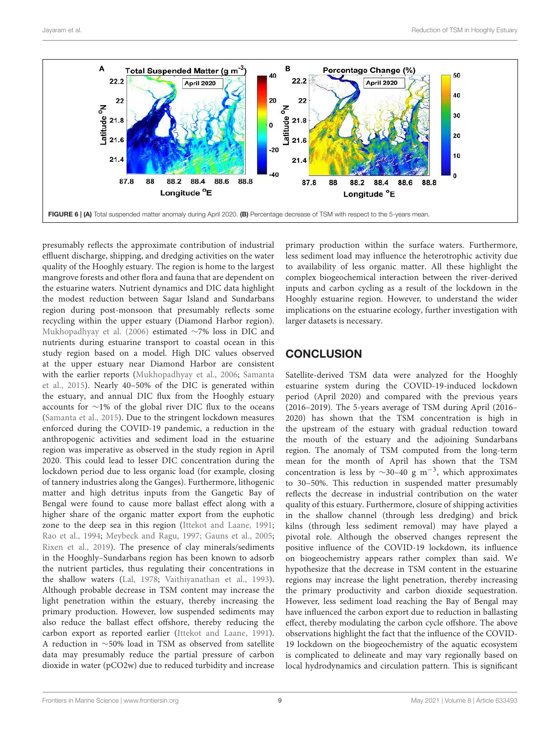FIGURE 6 | **(A)** Total suspended matter anomaly during April 2020. **(B)** Percentage decrease of TSM with respect to the 5-years mean.

presumably reflects the approximate contribution of industrial effluent discharge, shipping, and dredging activities on the water quality of the Hooghly estuary. The region is home to the largest mangrove forests and other flora and fauna that are dependent on the estuarine waters. Nutrient dynamics and DIC data highlight the modest reduction between Sagar Island and Sundarbans region during post-monsoon that presumably reflects some recycling within the upper estuary (Diamond Harbor region). Mukhopadhyay et al. (2006) estimated ∼7% loss in DIC and nutrients during estuarine transport to coastal ocean in this study region based on a model. High DIC values observed at the upper estuary near Diamond Harbor are consistent with the earlier reports (Mukhopadhyay et al., 2006; Samanta et al., 2015). Nearly 40–50% of the DIC is generated within the estuary, and annual DIC flux from the Hooghly estuary accounts for ∼1% of the global river DIC flux to the oceans (Samanta et al., 2015). Due to the stringent lockdown measures enforced during the COVID-19 pandemic, a reduction in the anthropogenic activities and sediment load in the estuarine region was imperative as observed in the study region in April 2020. This could lead to lesser DIC concentration during the lockdown period due to less organic load (for example, closing of tannery industries along the Ganges). Furthermore, lithogenic matter and high detritus inputs from the Gangetic Bay of Bengal were found to cause more ballast effect along with a higher share of the organic matter export from the euphotic zone to the deep sea in this region (Ittekot and Laane, 1991; Rao et al., 1994; Meybeck and Ragu, 1997; Gauns et al., 2005; Rixen et al., 2019). The presence of clay minerals/sediments in the Hooghly–Sundarbans region has been known to adsorb the nutrient particles, thus regulating their concentrations in the shallow waters (Lal, 1978; Vaithiyanathan et al., 1993). Although probable decrease in TSM content may increase the light penetration within the estuary, thereby increasing the primary production. However, low suspended sediments may also reduce the ballast effect offshore, thereby reducing the carbon export as reported earlier (Ittekot and Laane, 1991). A reduction in ∼50% load in TSM as observed from satellite data may presumably reduce the partial pressure of carbon dioxide in water ($pCO_{2}w$) due to reduced turbidity and increase primary production within the surface waters. Furthermore, less sediment load may influence the heterotrophic activity due to availability of less organic matter. All these highlight the complex biogeochemical interaction between the river-derived inputs and carbon cycling as a result of the lockdown in the Hooghly estuarine region. However, to understand the wider implications on the estuarine ecology, further investigation with larger datasets is necessary.

## CONCLUSION

Satellite-derived TSM data were analyzed for the Hooghly estuarine system during the COVID-19-induced lockdown period (April 2020) and compared with the previous years (2016–2019). The 5-years average of TSM during April (2016–2020) has shown that the TSM concentration is high in the upstream of the estuary with gradual reduction toward the mouth of the estuary and the adjoining Sundarbans region. The anomaly of TSM computed from the long-term mean for the month of April has shown that the TSM concentration is less by ∼30–40 g $m^{-3}$, which approximates to 30–50%. This reduction in suspended matter presumably reflects the decrease in industrial contribution on the water quality of this estuary. Furthermore, closure of shipping activities in the shallow channel (through less dredging) and brick kilns (through less sediment removal) may have played a pivotal role. Although the observed changes represent the positive influence of the COVID-19 lockdown, its influence on biogeochemistry appears rather complex than said. We hypothesize that the decrease in TSM content in the estuarine regions may increase the light penetration, thereby increasing the primary productivity and carbon dioxide sequestration. However, less sediment load reaching the Bay of Bengal may have influenced the carbon export due to reduction in ballasting effect, thereby modulating the carbon cycle offshore. The above observations highlight the fact that the influence of the COVID-19 lockdown on the biogeochemistry of the aquatic ecosystem is complicated to delineate and may vary regionally based on local hydrodynamics and circulation pattern. This is significant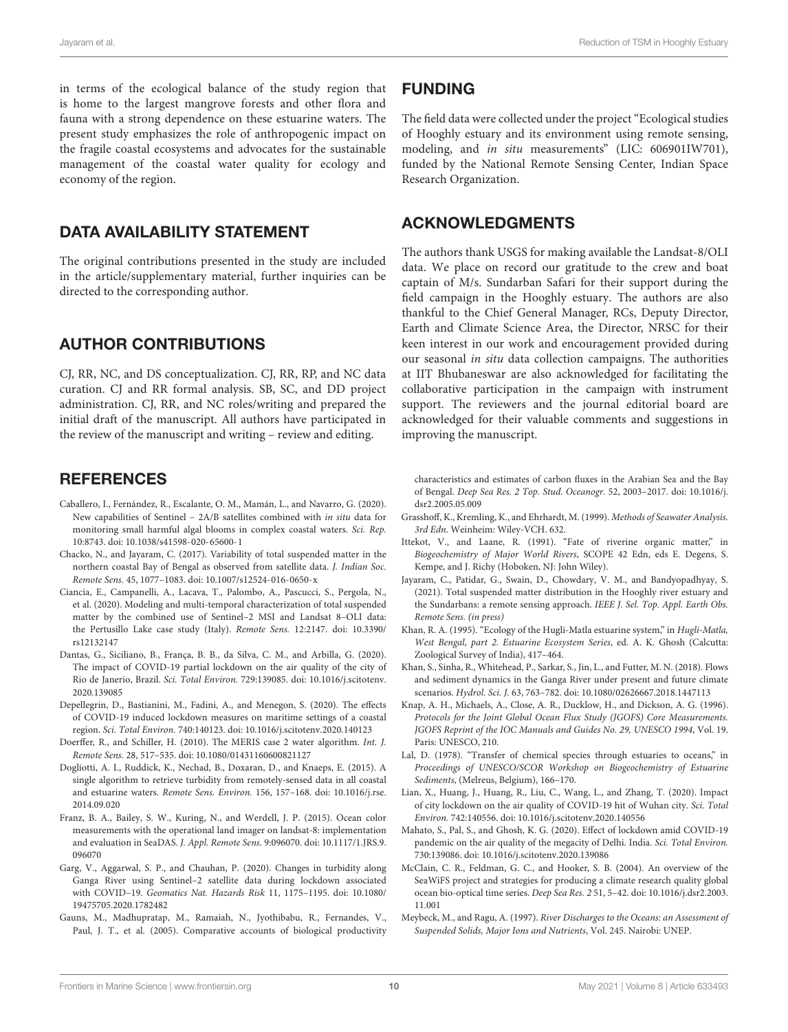in terms of the ecological balance of the study region that is home to the largest mangrove forests and other flora and fauna with a strong dependence on these estuarine waters. The present study emphasizes the role of anthropogenic impact on the fragile coastal ecosystems and advocates for the sustainable management of the coastal water quality for ecology and economy of the region.

## DATA AVAILABILITY STATEMENT

The original contributions presented in the study are included in the article/supplementary material, further inquiries can be directed to the corresponding author.

## AUTHOR CONTRIBUTIONS

CJ, RR, NC, and DS conceptualization. CJ, RR, RP, and NC data curation. CJ and RR formal analysis. SB, SC, and DD project administration. CJ, RR, and NC roles/writing and prepared the initial draft of the manuscript. All authors have participated in the review of the manuscript and writing – review and editing.

## FUNDING

The field data were collected under the project "Ecological studies of Hooghly estuary and its environment using remote sensing, modeling, and *in situ* measurements" (LIC: 606901IW701), funded by the National Remote Sensing Center, Indian Space Research Organization.

## ACKNOWLEDGMENTS

The authors thank USGS for making available the Landsat-8/OLI data. We place on record our gratitude to the crew and boat captain of M/s. Sundarban Safari for their support during the field campaign in the Hooghly estuary. The authors are also thankful to the Chief General Manager, RCs, Deputy Director, Earth and Climate Science Area, the Director, NRSC for their keen interest in our work and encouragement provided during our seasonal *in situ* data collection campaigns. The authorities at IIT Bhubaneswar are also acknowledged for facilitating the collaborative participation in the campaign with instrument support. The reviewers and the journal editorial board are acknowledged for their valuable comments and suggestions in improving the manuscript.

## REFERENCES

Caballero, I., Fernández, R., Escalante, O. M., Mamán, L., and Navarro, G. (2020). New capabilities of Sentinel – 2A/B satellites combined with *in situ* data for monitoring small harmful algal blooms in complex coastal waters. *Sci. Rep.* 10:8743. doi: 10.1038/s41598-020-65600-1

Chacko, N., and Jayaram, C. (2017). Variability of total suspended matter in the northern coastal Bay of Bengal as observed from satellite data. *J. Indian Soc. Remote Sens.* 45, 1077–1083. doi: 10.1007/s12524-016-0650-x

Ciancia, E., Campanelli, A., Lacava, T., Palombo, A., Pascucci, S., Pergola, N., et al. (2020). Modeling and multi-temporal characterization of total suspended matter by the combined use of Sentinel–2 MSI and Landsat 8–OLI data: the Pertusillo Lake case study (Italy). *Remote Sens.* 12:2147. doi: 10.3390/rs12132147

Dantas, G., Siciliano, B., França, B. B., da Silva, C. M., and Arbilla, G. (2020). The impact of COVID-19 partial lockdown on the air quality of the city of Rio de Janerio, Brazil. *Sci. Total Environ.* 729:139085. doi: 10.1016/j.scitotenv.2020.139085

Depellegrin, D., Bastianini, M., Fadini, A., and Menegon, S. (2020). The effects of COVID-19 induced lockdown measures on maritime settings of a coastal region. *Sci. Total Environ.* 740:140123. doi: 10.1016/j.scitotenv.2020.140123

Doerffer, R., and Schiller, H. (2010). The MERIS case 2 water algorithm. *Int. J. Remote Sens.* 28, 517–535. doi: 10.1080/01431160600821127

Dogliotti, A. I., Ruddick, K., Nechad, B., Doxaran, D., and Knaeps, E. (2015). A single algorithm to retrieve turbidity from remotely-sensed data in all coastal and estuarine waters. *Remote Sens. Environ.* 156, 157–168. doi: 10.1016/j.rse.2014.09.020

Franz, B. A., Bailey, S. W., Kuring, N., and Werdell, J. P. (2015). Ocean color measurements with the operational land imager on landsat-8: implementation and evaluation in SeaDAS. *J. Appl. Remote Sens.* 9:096070. doi: 10.1117/1.JRS.9.096070

Garg, V., Aggarwal, S. P., and Chauhan, P. (2020). Changes in turbidity along Ganga River using Sentinel–2 satellite data during lockdown associated with COVID–19. *Geomatics Nat. Hazards Risk* 11, 1175–1195. doi: 10.1080/19475705.2020.1782482

Gauns, M., Madhupratap, M., Ramaiah, N., Jyothibabu, R., Fernandes, V., Paul, J. T., et al. (2005). Comparative accounts of biological productivity characteristics and estimates of carbon fluxes in the Arabian Sea and the Bay of Bengal. *Deep Sea Res. 2 Top. Stud. Oceanogr.* 52, 2003–2017. doi: 10.1016/j.dsr2.2005.05.009

Grasshoff, K., Kremling, K., and Ehrhardt, M. (1999). *Methods of Seawater Analysis. 3rd Edn*. Weinheim: Wiley-VCH. 632.

Ittekot, V., and Laane, R. (1991). "Fate of riverine organic matter," in *Biogeochemistry of Major World Rivers*, SCOPE 42 Edn, eds E. Degens, S. Kempe, and J. Richy (Hoboken, NJ: John Wiley).

Jayaram, C., Patidar, G., Swain, D., Chowdary, V. M., and Bandyopadhyay, S. (2021). Total suspended matter distribution in the Hooghly river estuary and the Sundarbans: a remote sensing approach. *IEEE J. Sel. Top. Appl. Earth Obs. Remote Sens. (in press)*

Khan, R. A. (1995). "Ecology of the Hugli-Matla estuarine system," in *Hugli-Matla, West Bengal, part 2. Estuarine Ecosystem Series*, ed. A. K. Ghosh (Calcutta: Zoological Survey of India), 417–464.

Khan, S., Sinha, R., Whitehead, P., Sarkar, S., Jin, L., and Futter, M. N. (2018). Flows and sediment dynamics in the Ganga River under present and future climate scenarios. *Hydrol. Sci. J.* 63, 763–782. doi: 10.1080/02626667.2018.1447113

Knap, A. H., Michaels, A., Close, A. R., Ducklow, H., and Dickson, A. G. (1996). *Protocols for the Joint Global Ocean Flux Study (JGOFS) Core Measurements. JGOFS Reprint of the IOC Manuals and Guides No. 29, UNESCO 1994*, Vol. 19. Paris: UNESCO, 210.

Lal, D. (1978). "Transfer of chemical species through estuaries to oceans," in *Proceedings of UNESCO/SCOR Workshop on Biogeochemistry of Estuarine Sediments*, (Melreus, Belgium), 166–170.

Lian, X., Huang, J., Huang, R., Liu, C., Wang, L., and Zhang, T. (2020). Impact of city lockdown on the air quality of COVID-19 hit of Wuhan city. *Sci. Total Environ.* 742:140556. doi: 10.1016/j.scitotenv.2020.140556

Mahato, S., Pal, S., and Ghosh, K. G. (2020). Effect of lockdown amid COVID-19 pandemic on the air quality of the megacity of Delhi. India. *Sci. Total Environ.* 730:139086. doi: 10.1016/j.scitotenv.2020.139086

McClain, C. R., Feldman, G. C., and Hooker, S. B. (2004). An overview of the SeaWiFS project and strategies for producing a climate research quality global ocean bio-optical time series. *Deep Sea Res. 2* 51, 5–42. doi: 10.1016/j.dsr2.2003.11.001

Meybeck, M., and Ragu, A. (1997). *River Discharges to the Oceans: an Assessment of Suspended Solids, Major Ions and Nutrients*, Vol. 245. Nairobi: UNEP.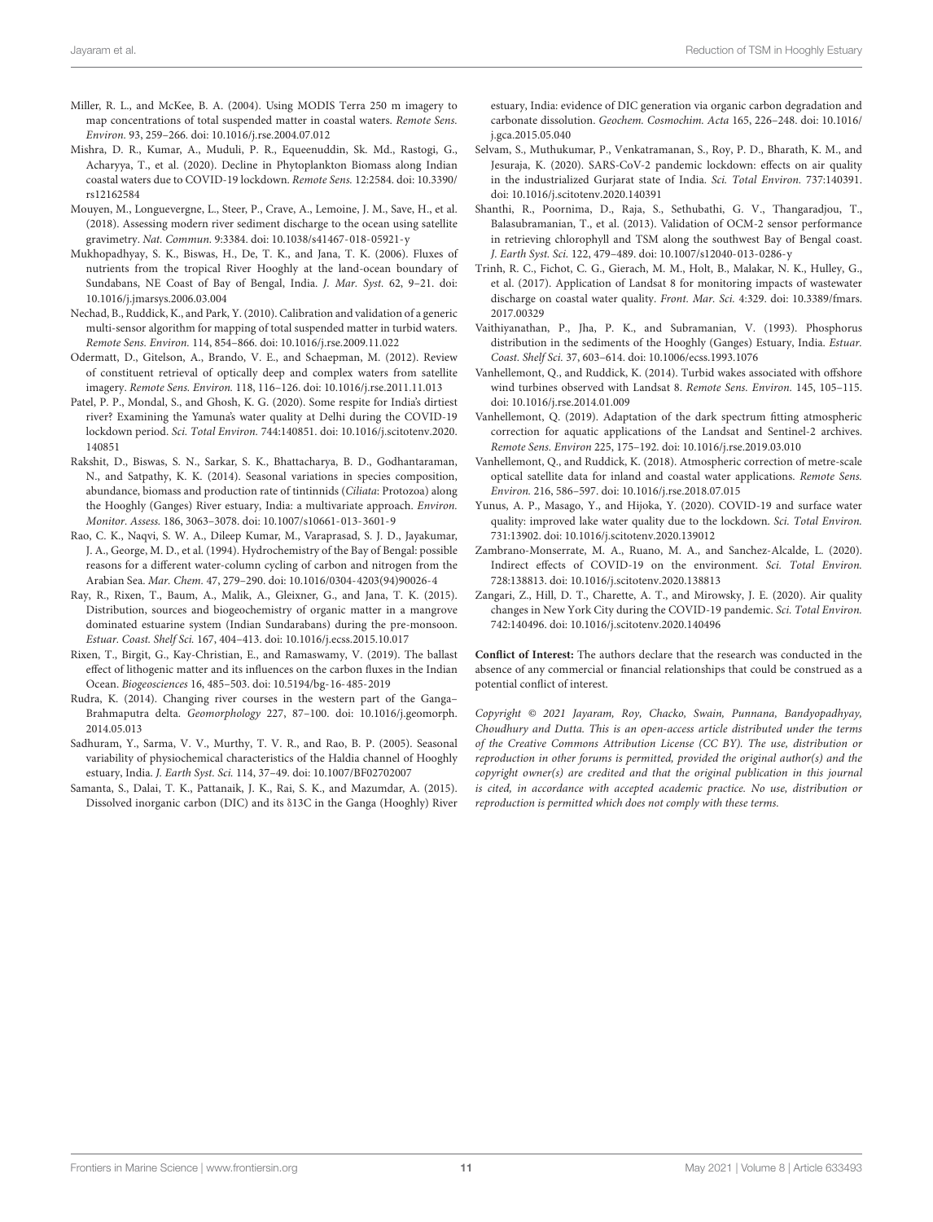Miller, R. L., and McKee, B. A. (2004). Using MODIS Terra 250 m imagery to map concentrations of total suspended matter in coastal waters. *Remote Sens. Environ.* 93, 259–266. doi: 10.1016/j.rse.2004.07.012

Mishra, D. R., Kumar, A., Muduli, P. R., Equeenuddin, Sk. Md., Rastogi, G., Acharyya, T., et al. (2020). Decline in Phytoplankton Biomass along Indian coastal waters due to COVID-19 lockdown. *Remote Sens.* 12:2584. doi: 10.3390/rs12162584

Mouyen, M., Longuevergne, L., Steer, P., Crave, A., Lemoine, J. M., Save, H., et al. (2018). Assessing modern river sediment discharge to the ocean using satellite gravimetry. *Nat. Commun.* 9:3384. doi: 10.1038/s41467-018-05921-y

Mukhopadhyay, S. K., Biswas, H., De, T. K., and Jana, T. K. (2006). Fluxes of nutrients from the tropical River Hooghly at the land-ocean boundary of Sundabans, NE Coast of Bay of Bengal, India. *J. Mar. Syst.* 62, 9–21. doi: 10.1016/j.jmarsys.2006.03.004

Nechad, B., Ruddick, K., and Park, Y. (2010). Calibration and validation of a generic multi-sensor algorithm for mapping of total suspended matter in turbid waters. *Remote Sens. Environ.* 114, 854–866. doi: 10.1016/j.rse.2009.11.022

Odermatt, D., Gitelson, A., Brando, V. E., and Schaepman, M. (2012). Review of constituent retrieval of optically deep and complex waters from satellite imagery. *Remote Sens. Environ.* 118, 116–126. doi: 10.1016/j.rse.2011.11.013

Patel, P. P., Mondal, S., and Ghosh, K. G. (2020). Some respite for India's dirtiest river? Examining the Yamuna's water quality at Delhi during the COVID-19 lockdown period. *Sci. Total Environ.* 744:140851. doi: 10.1016/j.scitotenv.2020.140851

Rakshit, D., Biswas, S. N., Sarkar, S. K., Bhattacharya, B. D., Godhantaraman, N., and Satpathy, K. K. (2014). Seasonal variations in species composition, abundance, biomass and production rate of tintinnids (*Ciliata*: Protozoa) along the Hooghly (Ganges) River estuary, India: a multivariate approach. *Environ. Monitor. Assess.* 186, 3063–3078. doi: 10.1007/s10661-013-3601-9

Rao, C. K., Naqvi, S. W. A., Dileep Kumar, M., Varaprasad, S. J. D., Jayakumar, J. A., George, M. D., et al. (1994). Hydrochemistry of the Bay of Bengal: possible reasons for a different water-column cycling of carbon and nitrogen from the Arabian Sea. *Mar. Chem.* 47, 279–290. doi: 10.1016/0304-4203(94)90026-4

Ray, R., Rixen, T., Baum, A., Malik, A., Gleixner, G., and Jana, T. K. (2015). Distribution, sources and biogeochemistry of organic matter in a mangrove dominated estuarine system (Indian Sundarabans) during the pre-monsoon. *Estuar. Coast. Shelf Sci.* 167, 404–413. doi: 10.1016/j.ecss.2015.10.017

Rixen, T., Birgit, G., Kay-Christian, E., and Ramaswamy, V. (2019). The ballast effect of lithogenic matter and its influences on the carbon fluxes in the Indian Ocean. *Biogeosciences* 16, 485–503. doi: 10.5194/bg-16-485-2019

Rudra, K. (2014). Changing river courses in the western part of the Ganga–Brahmaputra delta. *Geomorphology* 227, 87–100. doi: 10.1016/j.geomorph.2014.05.013

Sadhuram, Y., Sarma, V. V., Murthy, T. V. R., and Rao, B. P. (2005). Seasonal variability of physiochemical characteristics of the Haldia channel of Hooghly estuary, India. *J. Earth Syst. Sci.* 114, 37–49. doi: 10.1007/BF02702007

Samanta, S., Dalai, T. K., Pattanaik, J. K., Rai, S. K., and Mazumdar, A. (2015). Dissolved inorganic carbon (DIC) and its δ13C in the Ganga (Hooghly) River estuary, India: evidence of DIC generation via organic carbon degradation and carbonate dissolution. *Geochem. Cosmochim. Acta* 165, 226–248. doi: 10.1016/j.gca.2015.05.040

Selvam, S., Muthukumar, P., Venkatramanan, S., Roy, P. D., Bharath, K. M., and Jesuraja, K. (2020). SARS-CoV-2 pandemic lockdown: effects on air quality in the industrialized Gurjarat state of India. *Sci. Total Environ.* 737:140391. doi: 10.1016/j.scitotenv.2020.140391

Shanthi, R., Poornima, D., Raja, S., Sethubathi, G. V., Thangaradjou, T., Balasubramanian, T., et al. (2013). Validation of OCM-2 sensor performance in retrieving chlorophyll and TSM along the southwest Bay of Bengal coast. *J. Earth Syst. Sci.* 122, 479–489. doi: 10.1007/s12040-013-0286-y

Trinh, R. C., Fichot, C. G., Gierach, M. M., Holt, B., Malakar, N. K., Hulley, G., et al. (2017). Application of Landsat 8 for monitoring impacts of wastewater discharge on coastal water quality. *Front. Mar. Sci.* 4:329. doi: 10.3389/fmars.2017.00329

Vaithiyanathan, P., Jha, P. K., and Subramanian, V. (1993). Phosphorus distribution in the sediments of the Hooghly (Ganges) Estuary, India. *Estuar. Coast. Shelf Sci.* 37, 603–614. doi: 10.1006/ecss.1993.1076

Vanhellemont, Q., and Ruddick, K. (2014). Turbid wakes associated with offshore wind turbines observed with Landsat 8. *Remote Sens. Environ.* 145, 105–115. doi: 10.1016/j.rse.2014.01.009

Vanhellemont, Q. (2019). Adaptation of the dark spectrum fitting atmospheric correction for aquatic applications of the Landsat and Sentinel-2 archives. *Remote Sens. Environ* 225, 175–192. doi: 10.1016/j.rse.2019.03.010

Vanhellemont, Q., and Ruddick, K. (2018). Atmospheric correction of metre-scale optical satellite data for inland and coastal water applications. *Remote Sens. Environ.* 216, 586–597. doi: 10.1016/j.rse.2018.07.015

Yunus, A. P., Masago, Y., and Hijoka, Y. (2020). COVID-19 and surface water quality: improved lake water quality due to the lockdown. *Sci. Total Environ.* 731:13902. doi: 10.1016/j.scitotenv.2020.139012

Zambrano-Monserrate, M. A., Ruano, M. A., and Sanchez-Alcalde, L. (2020). Indirect effects of COVID-19 on the environment. *Sci. Total Environ.* 728:138813. doi: 10.1016/j.scitotenv.2020.138813

Zangari, Z., Hill, D. T., Charette, A. T., and Mirowsky, J. E. (2020). Air quality changes in New York City during the COVID-19 pandemic. *Sci. Total Environ.* 742:140496. doi: 10.1016/j.scitotenv.2020.140496

**Conflict of Interest:** The authors declare that the research was conducted in the absence of any commercial or financial relationships that could be construed as a potential conflict of interest.

*Copyright © 2021 Jayaram, Roy, Chacko, Swain, Punnana, Bandyopadhyay, Choudhury and Dutta. This is an open-access article distributed under the terms of the Creative Commons Attribution License (CC BY). The use, distribution or reproduction in other forums is permitted, provided the original author(s) and the copyright owner(s) are credited and that the original publication in this journal is cited, in accordance with accepted academic practice. No use, distribution or reproduction is permitted which does not comply with these terms.*